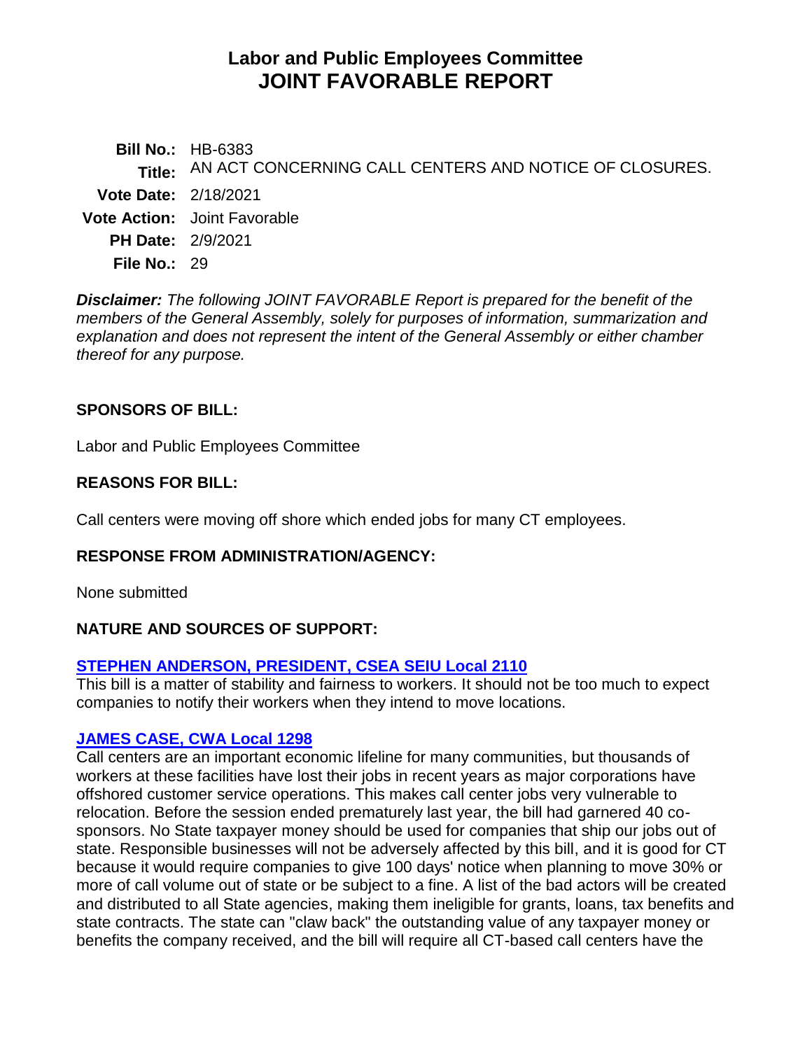# Labor and Public Employees Committee
# JOINT FAVORABLE REPORT

**Bill No.:** HB-6383
**Title:** AN ACT CONCERNING CALL CENTERS AND NOTICE OF CLOSURES.
**Vote Date:** 2/18/2021
**Vote Action:** Joint Favorable
**PH Date:** 2/9/2021
**File No.:** 29

***Disclaimer:*** *The following JOINT FAVORABLE Report is prepared for the benefit of the members of the General Assembly, solely for purposes of information, summarization and explanation and does not represent the intent of the General Assembly or either chamber thereof for any purpose.*

## SPONSORS OF BILL:

Labor and Public Employees Committee

## REASONS FOR BILL:

Call centers were moving off shore which ended jobs for many CT employees.

## RESPONSE FROM ADMINISTRATION/AGENCY:

None submitted

## NATURE AND SOURCES OF SUPPORT:

**STEPHEN ANDERSON, PRESIDENT, CSEA SEIU Local 2110**
This bill is a matter of stability and fairness to workers. It should not be too much to expect companies to notify their workers when they intend to move locations.

**JAMES CASE, CWA Local 1298**
Call centers are an important economic lifeline for many communities, but thousands of workers at these facilities have lost their jobs in recent years as major corporations have offshored customer service operations. This makes call center jobs very vulnerable to relocation. Before the session ended prematurely last year, the bill had garnered 40 co-sponsors. No State taxpayer money should be used for companies that ship our jobs out of state. Responsible businesses will not be adversely affected by this bill, and it is good for CT because it would require companies to give 100 days' notice when planning to move 30% or more of call volume out of state or be subject to a fine. A list of the bad actors will be created and distributed to all State agencies, making them ineligible for grants, loans, tax benefits and state contracts. The state can "claw back" the outstanding value of any taxpayer money or benefits the company received, and the bill will require all CT-based call centers have the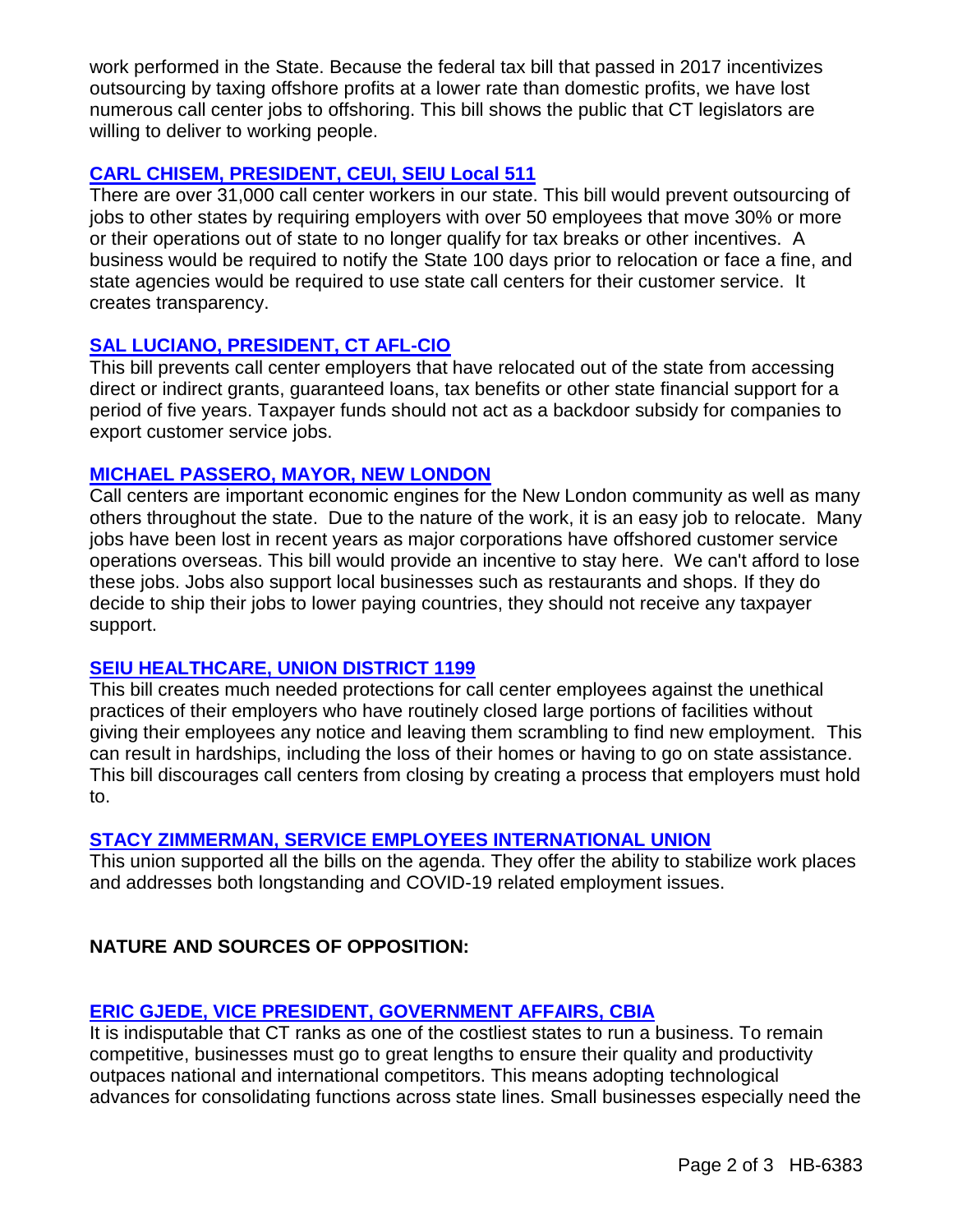work performed in the State. Because the federal tax bill that passed in 2017 incentivizes outsourcing by taxing offshore profits at a lower rate than domestic profits, we have lost numerous call center jobs to offshoring. This bill shows the public that CT legislators are willing to deliver to working people.

**CARL CHISEM, PRESIDENT, CEUI, SEIU Local 511**

There are over 31,000 call center workers in our state. This bill would prevent outsourcing of jobs to other states by requiring employers with over 50 employees that move 30% or more or their operations out of state to no longer qualify for tax breaks or other incentives. A business would be required to notify the State 100 days prior to relocation or face a fine, and state agencies would be required to use state call centers for their customer service. It creates transparency.

**SAL LUCIANO, PRESIDENT, CT AFL-CIO**

This bill prevents call center employers that have relocated out of the state from accessing direct or indirect grants, guaranteed loans, tax benefits or other state financial support for a period of five years. Taxpayer funds should not act as a backdoor subsidy for companies to export customer service jobs.

**MICHAEL PASSERO, MAYOR, NEW LONDON**

Call centers are important economic engines for the New London community as well as many others throughout the state. Due to the nature of the work, it is an easy job to relocate. Many jobs have been lost in recent years as major corporations have offshored customer service operations overseas. This bill would provide an incentive to stay here. We can't afford to lose these jobs. Jobs also support local businesses such as restaurants and shops. If they do decide to ship their jobs to lower paying countries, they should not receive any taxpayer support.

**SEIU HEALTHCARE, UNION DISTRICT 1199**

This bill creates much needed protections for call center employees against the unethical practices of their employers who have routinely closed large portions of facilities without giving their employees any notice and leaving them scrambling to find new employment. This can result in hardships, including the loss of their homes or having to go on state assistance. This bill discourages call centers from closing by creating a process that employers must hold to.

**STACY ZIMMERMAN, SERVICE EMPLOYEES INTERNATIONAL UNION**

This union supported all the bills on the agenda. They offer the ability to stabilize work places and addresses both longstanding and COVID-19 related employment issues.

## NATURE AND SOURCES OF OPPOSITION:

**ERIC GJEDE, VICE PRESIDENT, GOVERNMENT AFFAIRS, CBIA**

It is indisputable that CT ranks as one of the costliest states to run a business. To remain competitive, businesses must go to great lengths to ensure their quality and productivity outpaces national and international competitors. This means adopting technological advances for consolidating functions across state lines. Small businesses especially need the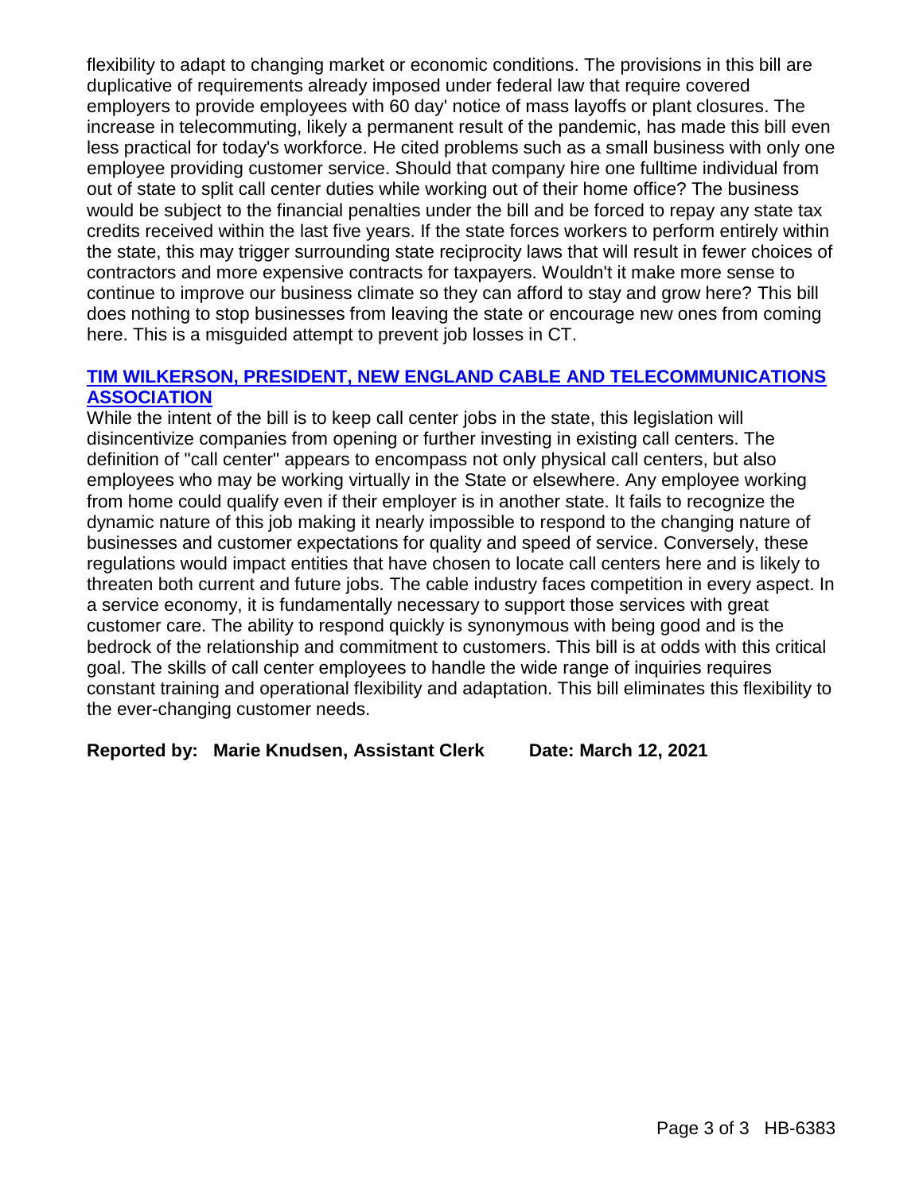flexibility to adapt to changing market or economic conditions. The provisions in this bill are duplicative of requirements already imposed under federal law that require covered employers to provide employees with 60 day' notice of mass layoffs or plant closures. The increase in telecommuting, likely a permanent result of the pandemic, has made this bill even less practical for today's workforce. He cited problems such as a small business with only one employee providing customer service. Should that company hire one fulltime individual from out of state to split call center duties while working out of their home office? The business would be subject to the financial penalties under the bill and be forced to repay any state tax credits received within the last five years. If the state forces workers to perform entirely within the state, this may trigger surrounding state reciprocity laws that will result in fewer choices of contractors and more expensive contracts for taxpayers. Wouldn't it make more sense to continue to improve our business climate so they can afford to stay and grow here? This bill does nothing to stop businesses from leaving the state or encourage new ones from coming here. This is a misguided attempt to prevent job losses in CT.

**TIM WILKERSON, PRESIDENT, NEW ENGLAND CABLE AND TELECOMMUNICATIONS ASSOCIATION**

While the intent of the bill is to keep call center jobs in the state, this legislation will disincentivize companies from opening or further investing in existing call centers. The definition of "call center" appears to encompass not only physical call centers, but also employees who may be working virtually in the State or elsewhere. Any employee working from home could qualify even if their employer is in another state. It fails to recognize the dynamic nature of this job making it nearly impossible to respond to the changing nature of businesses and customer expectations for quality and speed of service. Conversely, these regulations would impact entities that have chosen to locate call centers here and is likely to threaten both current and future jobs. The cable industry faces competition in every aspect. In a service economy, it is fundamentally necessary to support those services with great customer care. The ability to respond quickly is synonymous with being good and is the bedrock of the relationship and commitment to customers. This bill is at odds with this critical goal. The skills of call center employees to handle the wide range of inquiries requires constant training and operational flexibility and adaptation. This bill eliminates this flexibility to the ever-changing customer needs.

**Reported by: Marie Knudsen, Assistant Clerk     Date: March 12, 2021**